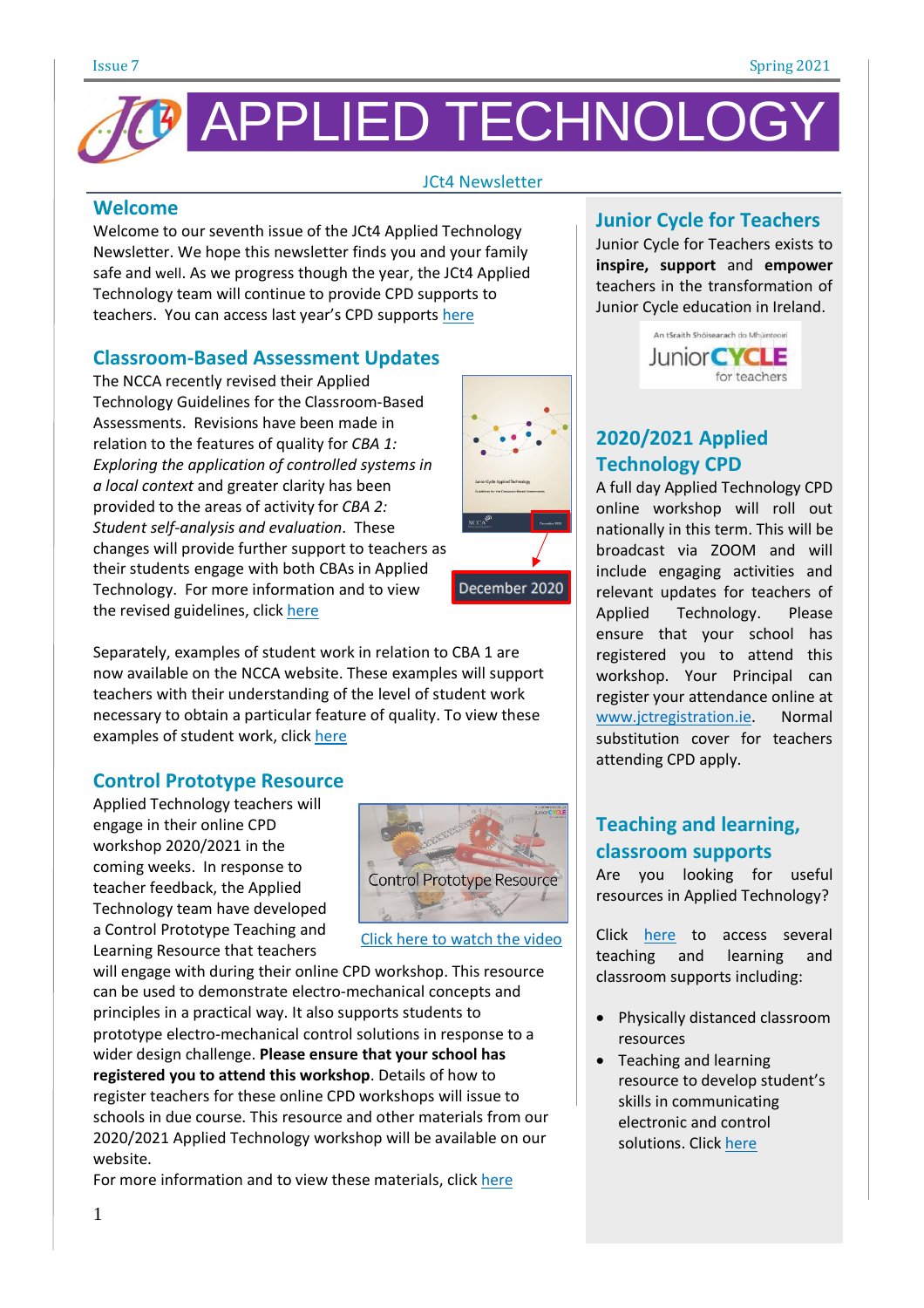# APPLIED TECHNOLOGY

JCt4 Newsletter

## Welcome

Welcome to our seventh issue of the JCt4 Applied Technology Newsletter. We hope this newsletter finds you and your family safe and well. As we progress though the year, the JCt4 Applied Technology team will continue to provide CPD supports to teachers. You can access last year's CPD supports here

## Classroom-Based Assessment Updates

The NCCA recently revised their Applied Technology Guidelines for the Classroom-Based Assessments. Revisions have been made in relation to the features of quality for *CBA 1: Exploring the application of controlled systems in a local context* and greater clarity has been provided to the areas of activity for *CBA 2: Student self-analysis and evaluation*. These changes will provide further support to teachers as their students engage with both CBAs in Applied Technology. For more information and to view the revised guidelines, click here

December 2020

Separately, examples of student work in relation to CBA 1 are now available on the NCCA website. These examples will support teachers with their understanding of the level of student work necessary to obtain a particular feature of quality. To view these examples of student work, click here

## Control Prototype Resource

Applied Technology teachers will engage in their online CPD workshop 2020/2021 in the coming weeks. In response to teacher feedback, the Applied Technology team have developed a Control Prototype Teaching and Learning Resource that teachers will engage with during their online CPD workshop. This resource can be used to demonstrate electro-mechanical concepts and principles in a practical way. It also supports students to prototype electro-mechanical control solutions in response to a wider design challenge. **Please ensure that your school has registered you to attend this workshop**. Details of how to register teachers for these online CPD workshops will issue to schools in due course. This resource and other materials from our 2020/2021 Applied Technology workshop will be available on our website.

Control Prototype Resource

Click here to watch the video

For more information and to view these materials, click here

## Junior Cycle for Teachers

Junior Cycle for Teachers exists to **inspire, support** and **empower** teachers in the transformation of Junior Cycle education in Ireland.

## 2020/2021 Applied Technology CPD

A full day Applied Technology CPD online workshop will roll out nationally in this term. This will be broadcast via ZOOM and will include engaging activities and relevant updates for teachers of Applied Technology. Please ensure that your school has registered you to attend this workshop. Your Principal can register your attendance online at www.jctregistration.ie. Normal substitution cover for teachers attending CPD apply.

## Teaching and learning, classroom supports

Are you looking for useful resources in Applied Technology?

Click here to access several teaching and learning and classroom supports including:

- Physically distanced classroom resources
- Teaching and learning resource to develop student's skills in communicating electronic and control solutions. Click here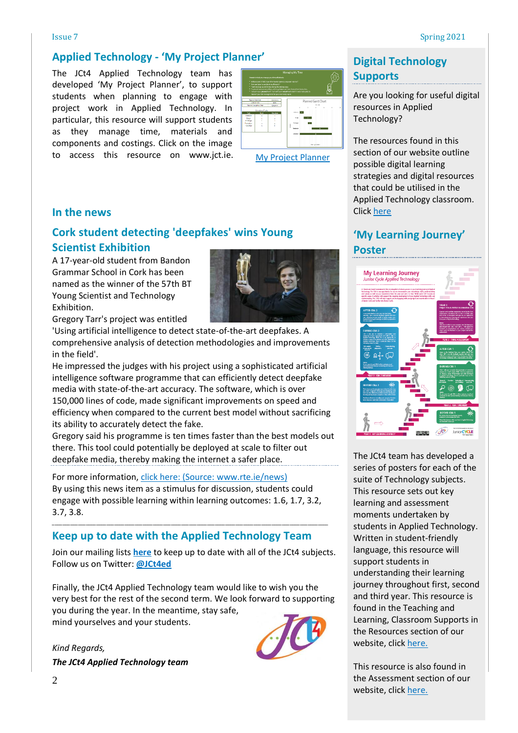## Applied Technology - 'My Project Planner'

The JCt4 Applied Technology team has developed 'My Project Planner', to support students when planning to engage with project work in Applied Technology. In particular, this resource will support students as they manage time, materials and components and costings. Click on the image to access this resource on www.jct.ie.

My Project Planner

## In the news

### Cork student detecting 'deepfakes' wins Young Scientist Exhibition

A 17-year-old student from Bandon Grammar School in Cork has been named as the winner of the 57th BT Young Scientist and Technology Exhibition.

Gregory Tarr's project was entitled 'Using artificial intelligence to detect state-of-the-art deepfakes. A comprehensive analysis of detection methodologies and improvements in the field'.

He impressed the judges with his project using a sophisticated artificial intelligence software programme that can efficiently detect deepfake media with state-of-the-art accuracy. The software, which is over 150,000 lines of code, made significant improvements on speed and efficiency when compared to the current best model without sacrificing its ability to accurately detect the fake.

Gregory said his programme is ten times faster than the best models out there. This tool could potentially be deployed at scale to filter out deepfake media, thereby making the internet a safer place.

For more information, click here: (Source: www.rte.ie/news)

By using this news item as a stimulus for discussion, students could engage with possible learning within learning outcomes: 1.6, 1.7, 3.2, 3.7, 3.8.

## Keep up to date with the Applied Technology Team

Join our mailing lists **here** to keep up to date with all of the JCt4 subjects. Follow us on Twitter: **@JCt4ed**

Finally, the JCt4 Applied Technology team would like to wish you the very best for the rest of the second term. We look forward to supporting you during the year. In the meantime, stay safe, mind yourselves and your students.

*Kind Regards,*

***The JCt4 Applied Technology team***

## Digital Technology Supports

Are you looking for useful digital resources in Applied Technology?

The resources found in this section of our website outline possible digital learning strategies and digital resources that could be utilised in the Applied Technology classroom. Click here

## 'My Learning Journey' Poster

The JCt4 team has developed a series of posters for each of the suite of Technology subjects. This resource sets out key learning and assessment moments undertaken by students in Applied Technology. Written in student-friendly language, this resource will support students in understanding their learning journey throughout first, second and third year. This resource is found in the Teaching and Learning, Classroom Supports in the Resources section of our website, click here.

This resource is also found in the Assessment section of our website, click here.